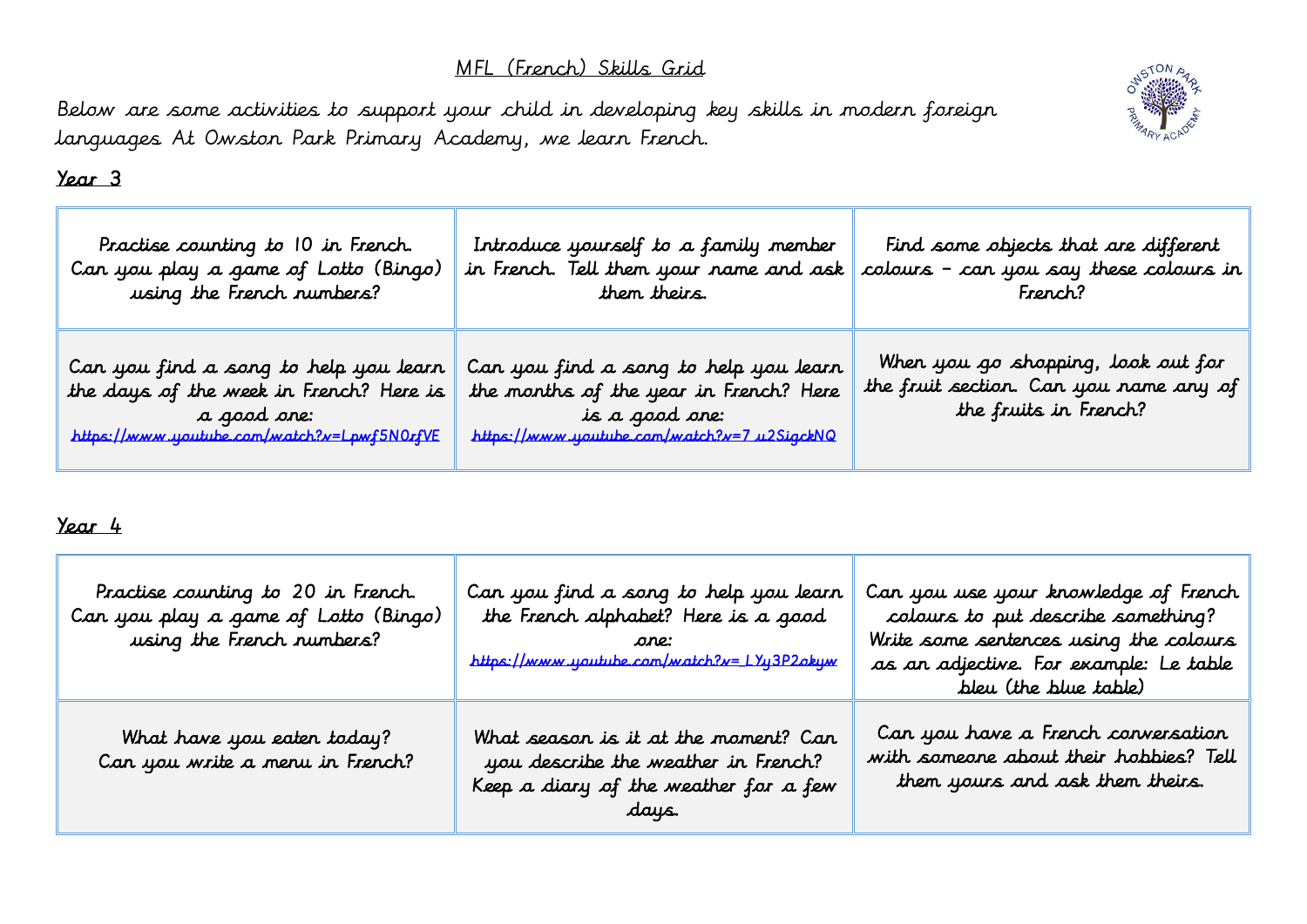# MFL (French) Skills Grid

Below are some activities to support your child in developing key skills in modern foreign languages At Owston Park Primary Academy, we learn French.

## Year 3

| | | |
|---|---|---|
| Practise counting to 10 in French. Can you play a game of Lotto (Bingo) using the French numbers? | Introduce yourself to a family member in French. Tell them your name and ask them theirs. | Find some objects that are different colours – can you say these colours in French? |
| Can you find a song to help you learn the days of the week in French? Here is a good one: https://www.youtube.com/watch?v=Lpwf5N0rfVE | Can you find a song to help you learn the months of the year in French? Here is a good one: https://www.youtube.com/watch?v=7_u2SigckNQ | When you go shopping, look out for the fruit section. Can you name any of the fruits in French? |

## Year 4

| | | |
|---|---|---|
| Practise counting to 20 in French. Can you play a game of Lotto (Bingo) using the French numbers? | Can you find a song to help you learn the French alphabet? Here is a good one: https://www.youtube.com/watch?v=_LYy3P2okyw | Can you use your knowledge of French colours to put describe something? Write some sentences using the colours as an adjective. For example: Le table bleu (the blue table) |
| What have you eaten today? Can you write a menu in French? | What season is it at the moment? Can you describe the weather in French? Keep a diary of the weather for a few days. | Can you have a French conversation with someone about their hobbies? Tell them yours and ask them theirs. |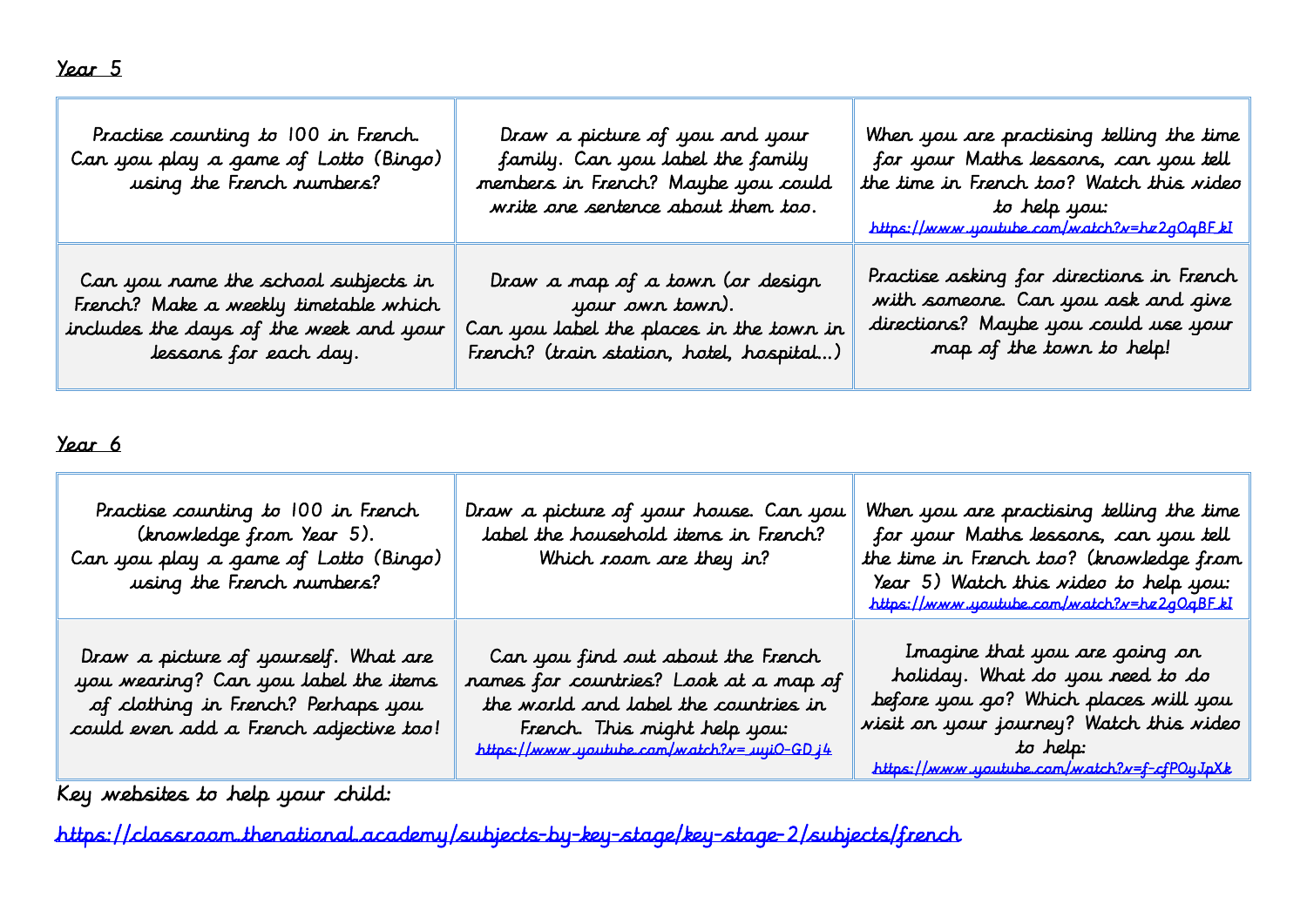Year 5

| | | |
|---|---|---|
| Practise counting to 100 in French. Can you play a game of Lotto (Bingo) using the French numbers? | Draw a picture of you and your family. Can you label the family members in French? Maybe you could write one sentence about them too. | When you are practising telling the time for your Maths lessons, can you tell the time in French too? Watch this video to help you: https://www.youtube.com/watch?v=hz2gOqBFkI |
| Can you name the school subjects in French? Make a weekly timetable which includes the days of the week and your lessons for each day. | Draw a map of a town (or design your own town). Can you label the places in the town in French? (train station, hotel, hospital...) | Practise asking for directions in French with someone. Can you ask and give directions? Maybe you could use your map of the town to help! |

Year 6

| | | |
|---|---|---|
| Practise counting to 100 in French (knowledge from Year 5). Can you play a game of Lotto (Bingo) using the French numbers? | Draw a picture of your house. Can you label the household items in French? Which room are they in? | When you are practising telling the time for your Maths lessons, can you tell the time in French too? (knowledge from Year 5) Watch this video to help you: https://www.youtube.com/watch?v=hz2gOqBFkI |
| Draw a picture of yourself. What are you wearing? Can you label the items of clothing in French? Perhaps you could even add a French adjective too! | Can you find out about the French names for countries? Look at a map of the world and label the countries in French. This might help you: https://www.youtube.com/watch?v=_uyiO-GDj4 | Imagine that you are going on holiday. What do you need to do before you go? Which places will you visit on your journey? Watch this video to help: https://www.youtube.com/watch?v=f-cfPOyJpXk |

Key websites to help your child:

https://classroom.thenational.academy/subjects-by-key-stage/key-stage-2/subjects/french